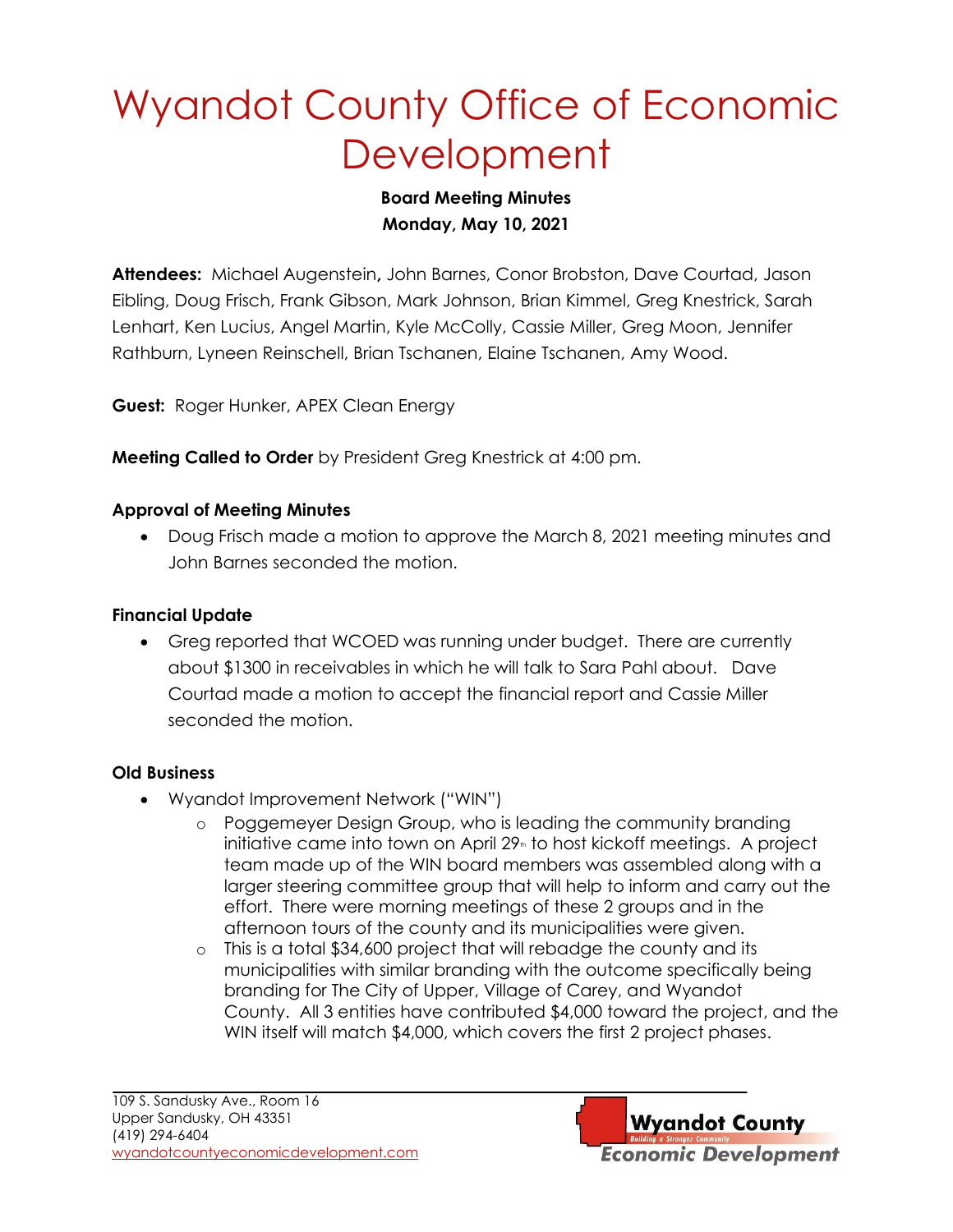# Wyandot County Office of Economic Development

**Board Meeting Minutes**
**Monday, May 10, 2021**

**Attendees:** Michael Augenstein**,** John Barnes, Conor Brobston, Dave Courtad, Jason Eibling, Doug Frisch, Frank Gibson, Mark Johnson, Brian Kimmel, Greg Knestrick, Sarah Lenhart, Ken Lucius, Angel Martin, Kyle McColly, Cassie Miller, Greg Moon, Jennifer Rathburn, Lyneen Reinschell, Brian Tschanen, Elaine Tschanen, Amy Wood.

**Guest:** Roger Hunker, APEX Clean Energy

**Meeting Called to Order** by President Greg Knestrick at 4:00 pm.

### Approval of Meeting Minutes

- Doug Frisch made a motion to approve the March 8, 2021 meeting minutes and John Barnes seconded the motion.

### Financial Update

- Greg reported that WCOED was running under budget. There are currently about $1300 in receivables in which he will talk to Sara Pahl about. Dave Courtad made a motion to accept the financial report and Cassie Miller seconded the motion.

### Old Business

- Wyandot Improvement Network ("WIN")
  - Poggemeyer Design Group, who is leading the community branding initiative came into town on April 29th to host kickoff meetings. A project team made up of the WIN board members was assembled along with a larger steering committee group that will help to inform and carry out the effort. There were morning meetings of these 2 groups and in the afternoon tours of the county and its municipalities were given.
  - This is a total $34,600 project that will rebadge the county and its municipalities with similar branding with the outcome specifically being branding for The City of Upper, Village of Carey, and Wyandot County. All 3 entities have contributed $4,000 toward the project, and the WIN itself will match $4,000, which covers the first 2 project phases.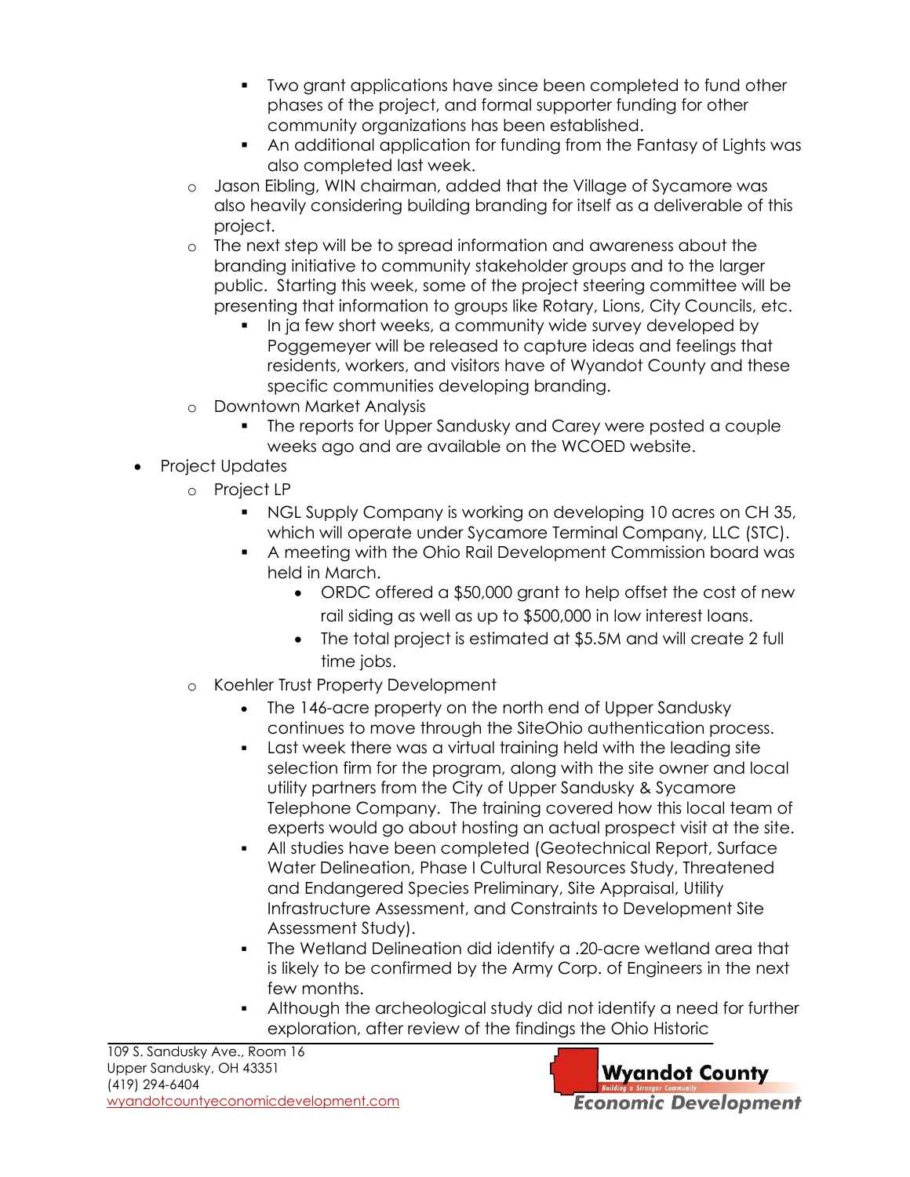- Two grant applications have since been completed to fund other phases of the project, and formal supporter funding for other community organizations has been established.
        - An additional application for funding from the Fantasy of Lights was also completed last week.
    - Jason Eibling, WIN chairman, added that the Village of Sycamore was also heavily considering building branding for itself as a deliverable of this project.
    - The next step will be to spread information and awareness about the branding initiative to community stakeholder groups and to the larger public. Starting this week, some of the project steering committee will be presenting that information to groups like Rotary, Lions, City Councils, etc.
        - In ja few short weeks, a community wide survey developed by Poggemeyer will be released to capture ideas and feelings that residents, workers, and visitors have of Wyandot County and these specific communities developing branding.
    - Downtown Market Analysis
        - The reports for Upper Sandusky and Carey were posted a couple weeks ago and are available on the WCOED website.
- Project Updates
    - Project LP
        - NGL Supply Company is working on developing 10 acres on CH 35, which will operate under Sycamore Terminal Company, LLC (STC).
        - A meeting with the Ohio Rail Development Commission board was held in March.
            - ORDC offered a $50,000 grant to help offset the cost of new rail siding as well as up to $500,000 in low interest loans.
            - The total project is estimated at $5.5M and will create 2 full time jobs.
    - Koehler Trust Property Development
        - The 146-acre property on the north end of Upper Sandusky continues to move through the SiteOhio authentication process.
        - Last week there was a virtual training held with the leading site selection firm for the program, along with the site owner and local utility partners from the City of Upper Sandusky & Sycamore Telephone Company. The training covered how this local team of experts would go about hosting an actual prospect visit at the site.
        - All studies have been completed (Geotechnical Report, Surface Water Delineation, Phase I Cultural Resources Study, Threatened and Endangered Species Preliminary, Site Appraisal, Utility Infrastructure Assessment, and Constraints to Development Site Assessment Study).
        - The Wetland Delineation did identify a .20-acre wetland area that is likely to be confirmed by the Army Corp. of Engineers in the next few months.
        - Although the archeological study did not identify a need for further exploration, after review of the findings the Ohio Historic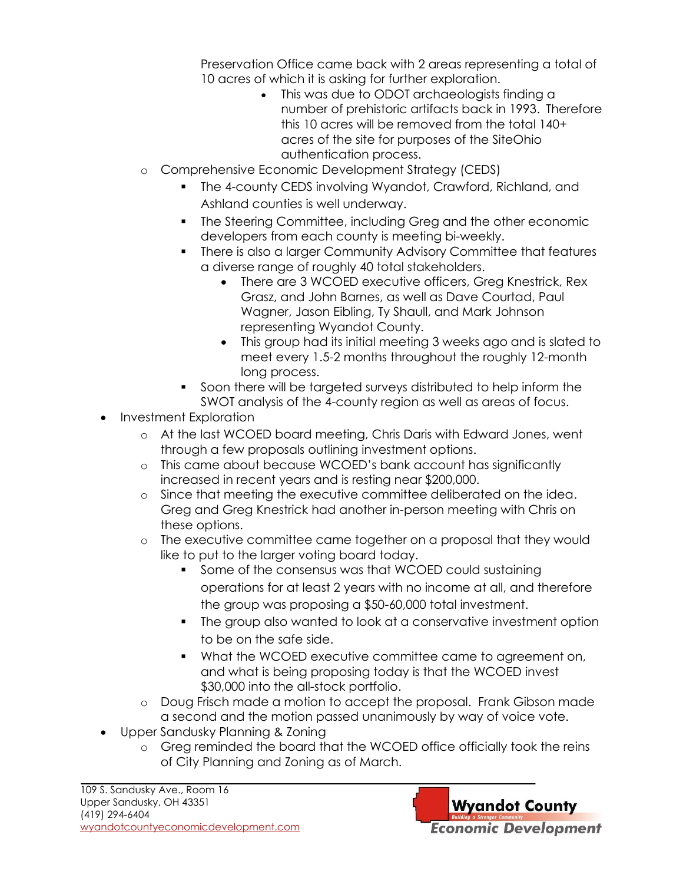Preservation Office came back with 2 areas representing a total of 10 acres of which it is asking for further exploration.

- This was due to ODOT archaeologists finding a number of prehistoric artifacts back in 1993. Therefore this 10 acres will be removed from the total 140+ acres of the site for purposes of the SiteOhio authentication process.

  - Comprehensive Economic Development Strategy (CEDS)
    - The 4-county CEDS involving Wyandot, Crawford, Richland, and Ashland counties is well underway.
    - The Steering Committee, including Greg and the other economic developers from each county is meeting bi-weekly.
    - There is also a larger Community Advisory Committee that features a diverse range of roughly 40 total stakeholders.
      - There are 3 WCOED executive officers, Greg Knestrick, Rex Grasz, and John Barnes, as well as Dave Courtad, Paul Wagner, Jason Eibling, Ty Shaull, and Mark Johnson representing Wyandot County.
      - This group had its initial meeting 3 weeks ago and is slated to meet every 1.5-2 months throughout the roughly 12-month long process.
    - Soon there will be targeted surveys distributed to help inform the SWOT analysis of the 4-county region as well as areas of focus.
- Investment Exploration
  - At the last WCOED board meeting, Chris Daris with Edward Jones, went through a few proposals outlining investment options.
  - This came about because WCOED's bank account has significantly increased in recent years and is resting near $200,000.
  - Since that meeting the executive committee deliberated on the idea. Greg and Greg Knestrick had another in-person meeting with Chris on these options.
  - The executive committee came together on a proposal that they would like to put to the larger voting board today.
    - Some of the consensus was that WCOED could sustaining operations for at least 2 years with no income at all, and therefore the group was proposing a $50-60,000 total investment.
    - The group also wanted to look at a conservative investment option to be on the safe side.
    - What the WCOED executive committee came to agreement on, and what is being proposing today is that the WCOED invest $30,000 into the all-stock portfolio.
  - Doug Frisch made a motion to accept the proposal. Frank Gibson made a second and the motion passed unanimously by way of voice vote.
- Upper Sandusky Planning & Zoning
  - Greg reminded the board that the WCOED office officially took the reins of City Planning and Zoning as of March.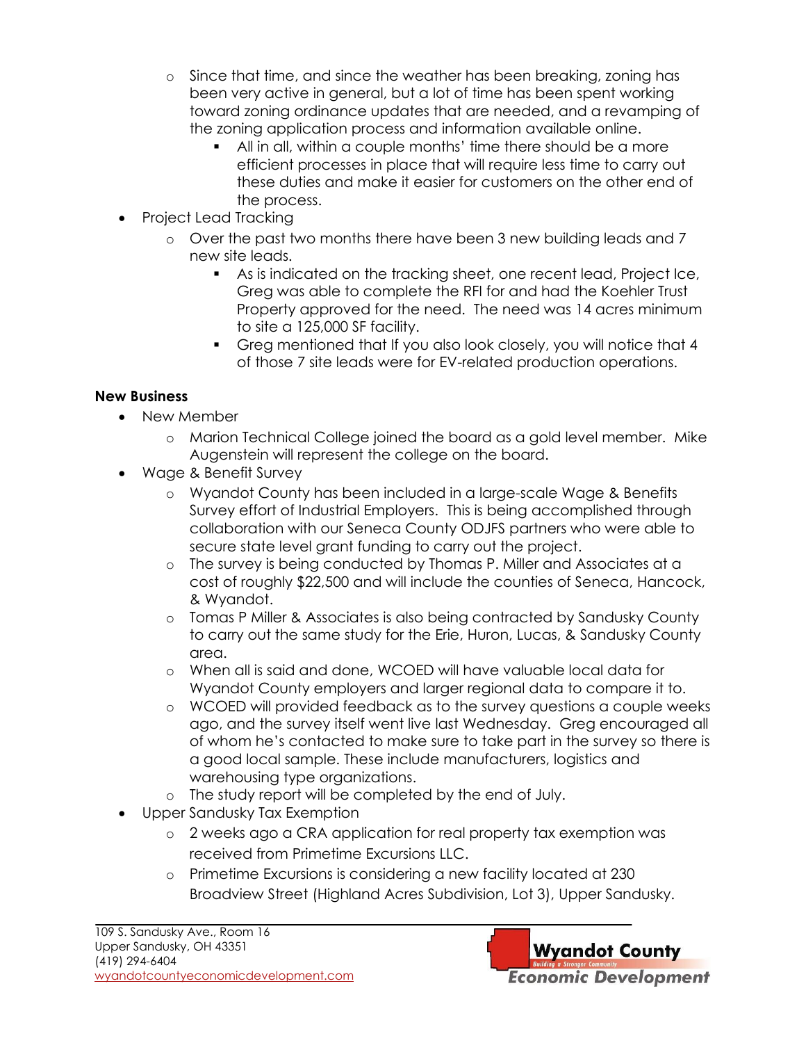- Since that time, and since the weather has been breaking, zoning has been very active in general, but a lot of time has been spent working toward zoning ordinance updates that are needed, and a revamping of the zoning application process and information available online.
  - All in all, within a couple months' time there should be a more efficient processes in place that will require less time to carry out these duties and make it easier for customers on the other end of the process.
- Project Lead Tracking
  - Over the past two months there have been 3 new building leads and 7 new site leads.
    - As is indicated on the tracking sheet, one recent lead, Project Ice, Greg was able to complete the RFI for and had the Koehler Trust Property approved for the need. The need was 14 acres minimum to site a 125,000 SF facility.
    - Greg mentioned that If you also look closely, you will notice that 4 of those 7 site leads were for EV-related production operations.

**New Business**

- New Member
  - Marion Technical College joined the board as a gold level member. Mike Augenstein will represent the college on the board.
- Wage & Benefit Survey
  - Wyandot County has been included in a large-scale Wage & Benefits Survey effort of Industrial Employers. This is being accomplished through collaboration with our Seneca County ODJFS partners who were able to secure state level grant funding to carry out the project.
  - The survey is being conducted by Thomas P. Miller and Associates at a cost of roughly $22,500 and will include the counties of Seneca, Hancock, & Wyandot.
  - Tomas P Miller & Associates is also being contracted by Sandusky County to carry out the same study for the Erie, Huron, Lucas, & Sandusky County area.
  - When all is said and done, WCOED will have valuable local data for Wyandot County employers and larger regional data to compare it to.
  - WCOED will provided feedback as to the survey questions a couple weeks ago, and the survey itself went live last Wednesday. Greg encouraged all of whom he's contacted to make sure to take part in the survey so there is a good local sample. These include manufacturers, logistics and warehousing type organizations.
  - The study report will be completed by the end of July.
- Upper Sandusky Tax Exemption
  - 2 weeks ago a CRA application for real property tax exemption was received from Primetime Excursions LLC.
  - Primetime Excursions is considering a new facility located at 230 Broadview Street (Highland Acres Subdivision, Lot 3), Upper Sandusky.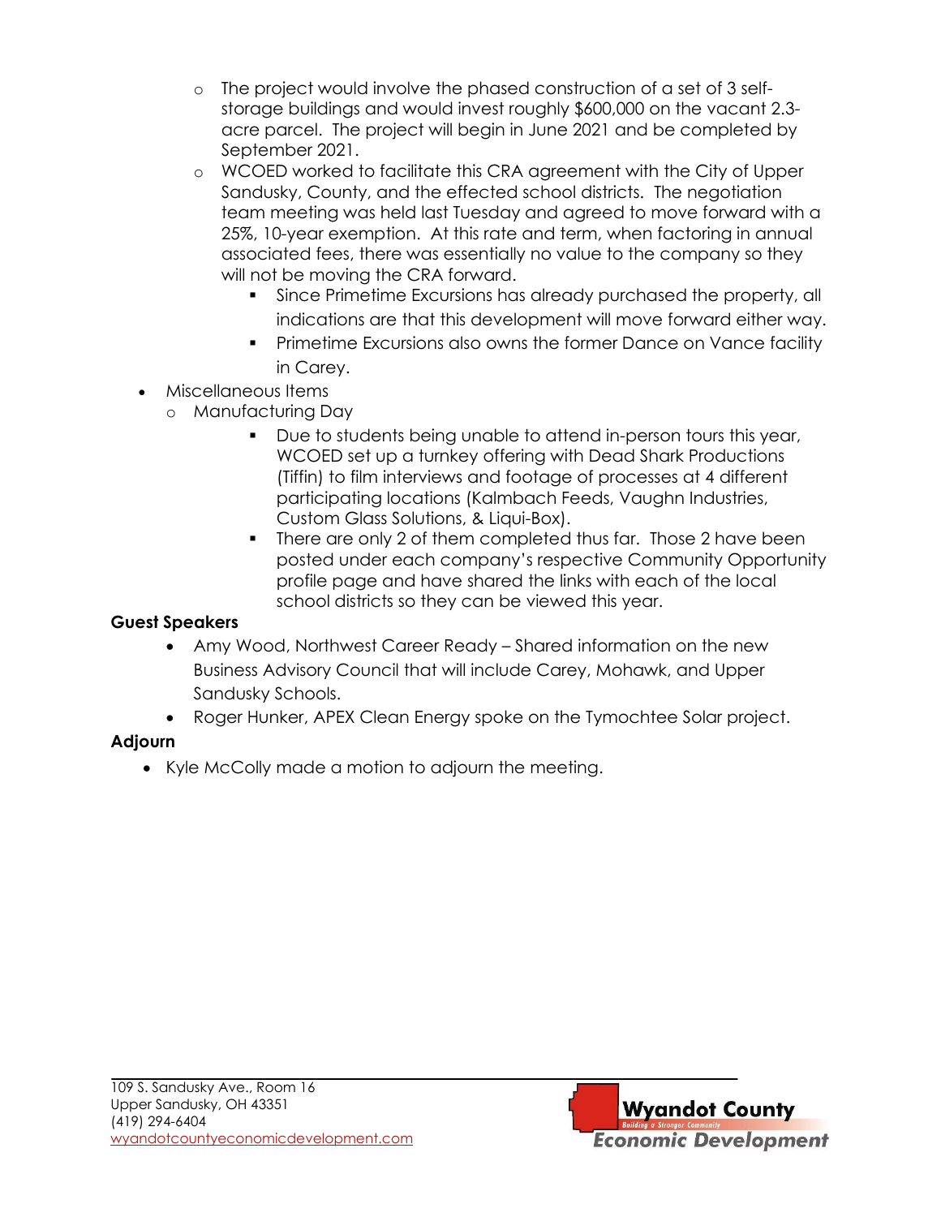- The project would involve the phased construction of a set of 3 self-storage buildings and would invest roughly $600,000 on the vacant 2.3-acre parcel. The project will begin in June 2021 and be completed by September 2021.
    - WCOED worked to facilitate this CRA agreement with the City of Upper Sandusky, County, and the effected school districts. The negotiation team meeting was held last Tuesday and agreed to move forward with a 25%, 10-year exemption. At this rate and term, when factoring in annual associated fees, there was essentially no value to the company so they will not be moving the CRA forward.
        - Since Primetime Excursions has already purchased the property, all indications are that this development will move forward either way.
        - Primetime Excursions also owns the former Dance on Vance facility in Carey.
- Miscellaneous Items
    - Manufacturing Day
        - Due to students being unable to attend in-person tours this year, WCOED set up a turnkey offering with Dead Shark Productions (Tiffin) to film interviews and footage of processes at 4 different participating locations (Kalmbach Feeds, Vaughn Industries, Custom Glass Solutions, & Liqui-Box).
        - There are only 2 of them completed thus far. Those 2 have been posted under each company's respective Community Opportunity profile page and have shared the links with each of the local school districts so they can be viewed this year.

**Guest Speakers**

- Amy Wood, Northwest Career Ready – Shared information on the new Business Advisory Council that will include Carey, Mohawk, and Upper Sandusky Schools.
- Roger Hunker, APEX Clean Energy spoke on the Tymochtee Solar project.

**Adjourn**

- Kyle McColly made a motion to adjourn the meeting.